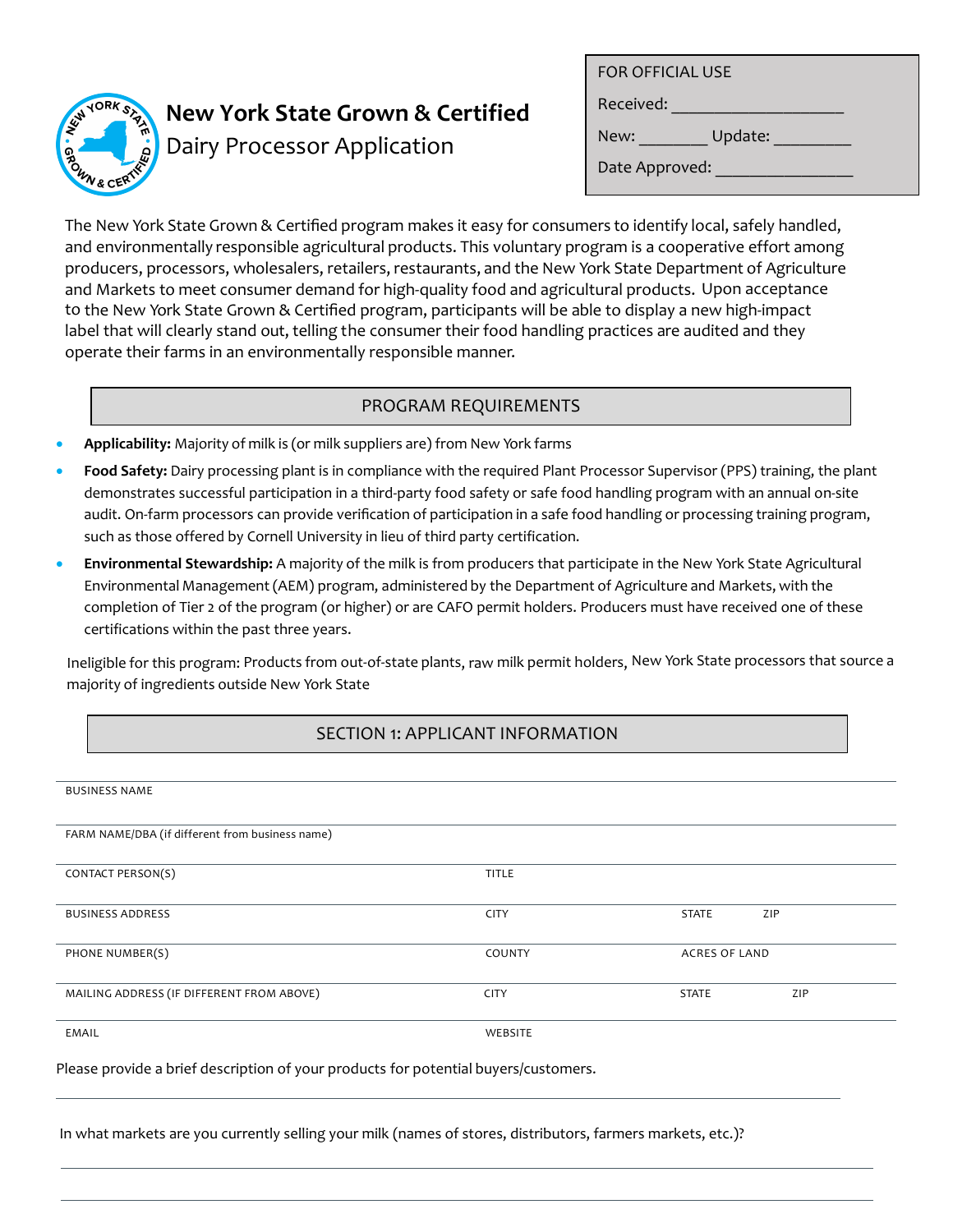# New York State Grown & Certified

## Dairy Processor Application

| FOR OFFICIAL USE |
| --- |
| Received: ___________________ |
| New: ________ Update: _________ |
| Date Approved: ________________ |

The New York State Grown & Certified program makes it easy for consumers to identify local, safely handled, and environmentally responsible agricultural products. This voluntary program is a cooperative effort among producers, processors, wholesalers, retailers, restaurants, and the New York State Department of Agriculture and Markets to meet consumer demand for high-quality food and agricultural products. Upon acceptance to the New York State Grown & Certified program, participants will be able to display a new high-impact label that will clearly stand out, telling the consumer their food handling practices are audited and they operate their farms in an environmentally responsible manner.

## PROGRAM REQUIREMENTS

- **Applicability:** Majority of milk is (or milk suppliers are) from New York farms
- **Food Safety:** Dairy processing plant is in compliance with the required Plant Processor Supervisor (PPS) training, the plant demonstrates successful participation in a third-party food safety or safe food handling program with an annual on-site audit. On-farm processors can provide verification of participation in a safe food handling or processing training program, such as those offered by Cornell University in lieu of third party certification.
- **Environmental Stewardship:** A majority of the milk is from producers that participate in the New York State Agricultural Environmental Management (AEM) program, administered by the Department of Agriculture and Markets, with the completion of Tier 2 of the program (or higher) or are CAFO permit holders. Producers must have received one of these certifications within the past three years.

Ineligible for this program: Products from out-of-state plants, raw milk permit holders, New York State processors that source a majority of ingredients outside New York State

## SECTION 1: APPLICANT INFORMATION

BUSINESS NAME

FARM NAME/DBA (if different from business name)

| CONTACT PERSON(S) | TITLE | | |
| --- | --- | --- | --- |
| BUSINESS ADDRESS | CITY | STATE | ZIP |
| PHONE NUMBER(S) | COUNTY | ACRES OF LAND | |
| MAILING ADDRESS (IF DIFFERENT FROM ABOVE) | CITY | STATE | ZIP |
| EMAIL | WEBSITE | | |

Please provide a brief description of your products for potential buyers/customers.

_______________________________________________________________________________

In what markets are you currently selling your milk (names of stores, distributors, farmers markets, etc.)?

_______________________________________________________________________________

_______________________________________________________________________________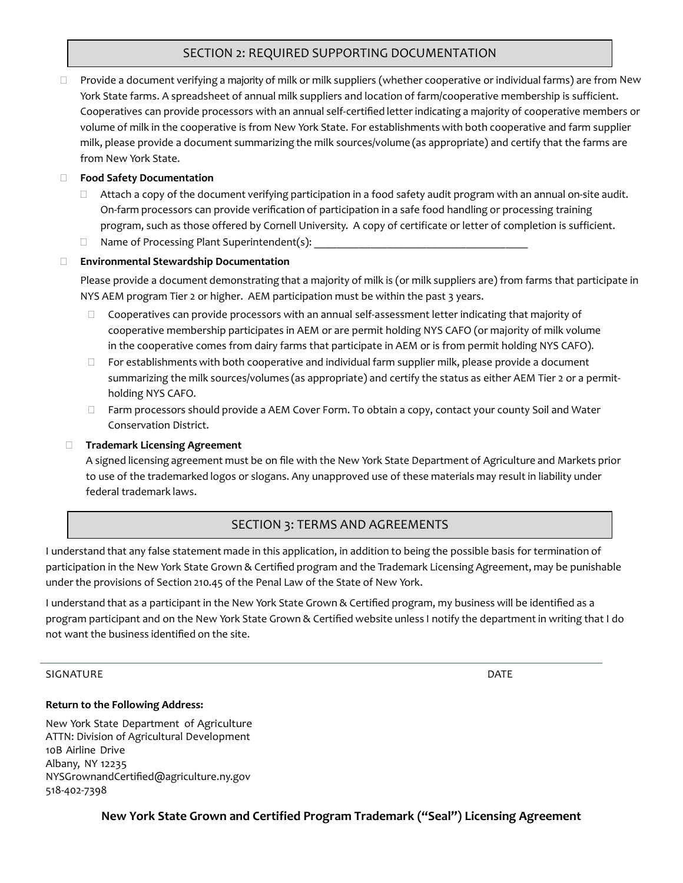## SECTION 2: REQUIRED SUPPORTING DOCUMENTATION

- Provide a document verifying a majority of milk or milk suppliers (whether cooperative or individual farms) are from New York State farms. A spreadsheet of annual milk suppliers and location of farm/cooperative membership is sufficient. Cooperatives can provide processors with an annual self-certified letter indicating a majority of cooperative members or volume of milk in the cooperative is from New York State. For establishments with both cooperative and farm supplier milk, please provide a document summarizing the milk sources/volume (as appropriate) and certify that the farms are from New York State.
- **Food Safety Documentation**
  - Attach a copy of the document verifying participation in a food safety audit program with an annual on-site audit. On-farm processors can provide verification of participation in a safe food handling or processing training program, such as those offered by Cornell University. A copy of certificate or letter of completion is sufficient.
  - Name of Processing Plant Superintendent(s): ________________________________________
- **Environmental Stewardship Documentation**

  Please provide a document demonstrating that a majority of milk is (or milk suppliers are) from farms that participate in NYS AEM program Tier 2 or higher. AEM participation must be within the past 3 years.
  - Cooperatives can provide processors with an annual self-assessment letter indicating that majority of cooperative membership participates in AEM or are permit holding NYS CAFO (or majority of milk volume in the cooperative comes from dairy farms that participate in AEM or is from permit holding NYS CAFO).
  - For establishments with both cooperative and individual farm supplier milk, please provide a document summarizing the milk sources/volumes (as appropriate) and certify the status as either AEM Tier 2 or a permit-holding NYS CAFO.
  - Farm processors should provide a AEM Cover Form. To obtain a copy, contact your county Soil and Water Conservation District.
- **Trademark Licensing Agreement**

  A signed licensing agreement must be on file with the New York State Department of Agriculture and Markets prior to use of the trademarked logos or slogans. Any unapproved use of these materials may result in liability under federal trademark laws.

## SECTION 3: TERMS AND AGREEMENTS

I understand that any false statement made in this application, in addition to being the possible basis for termination of participation in the New York State Grown & Certified program and the Trademark Licensing Agreement, may be punishable under the provisions of Section 210.45 of the Penal Law of the State of New York.

I understand that as a participant in the New York State Grown & Certified program, my business will be identified as a program participant and on the New York State Grown & Certified website unless I notify the department in writing that I do not want the business identified on the site.

_______________________________________________________________________________

SIGNATURE DATE

**Return to the Following Address:**

New York State Department of Agriculture
ATTN: Division of Agricultural Development
10B Airline Drive
Albany, NY 12235
NYSGrownandCertified@agriculture.ny.gov
518-402-7398

**New York State Grown and Certified Program Trademark ("Seal") Licensing Agreement**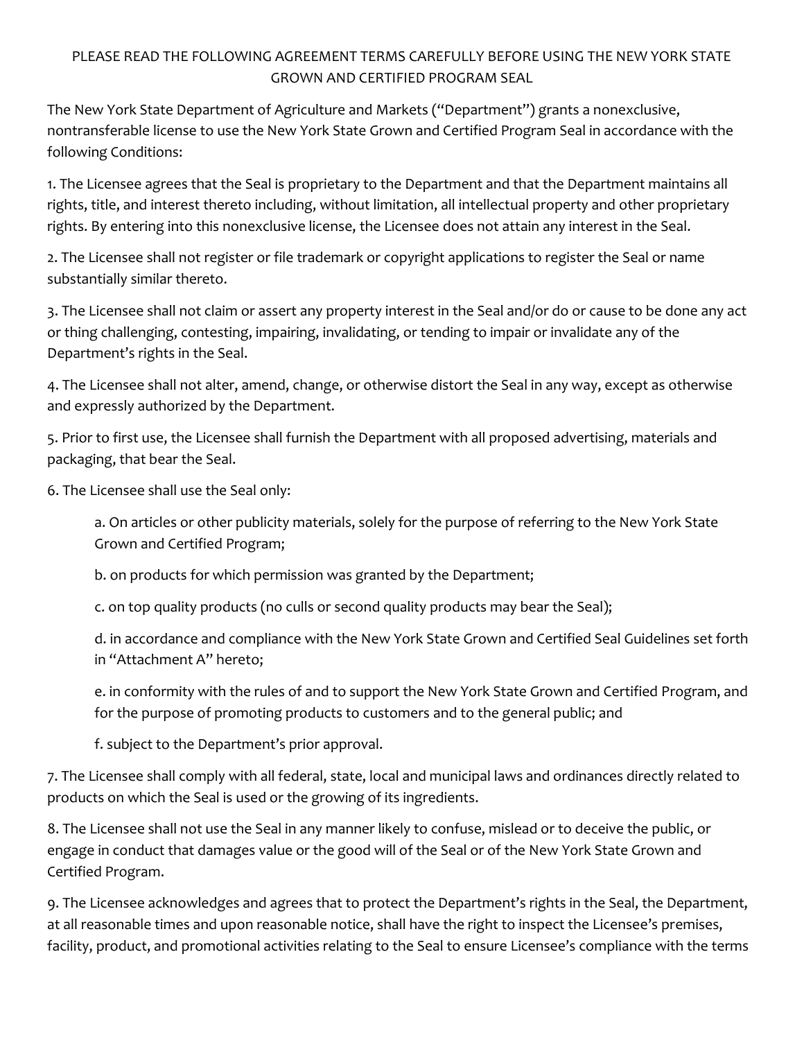PLEASE READ THE FOLLOWING AGREEMENT TERMS CAREFULLY BEFORE USING THE NEW YORK STATE GROWN AND CERTIFIED PROGRAM SEAL

The New York State Department of Agriculture and Markets ("Department") grants a nonexclusive, nontransferable license to use the New York State Grown and Certified Program Seal in accordance with the following Conditions:

1. The Licensee agrees that the Seal is proprietary to the Department and that the Department maintains all rights, title, and interest thereto including, without limitation, all intellectual property and other proprietary rights. By entering into this nonexclusive license, the Licensee does not attain any interest in the Seal.

2. The Licensee shall not register or file trademark or copyright applications to register the Seal or name substantially similar thereto.

3. The Licensee shall not claim or assert any property interest in the Seal and/or do or cause to be done any act or thing challenging, contesting, impairing, invalidating, or tending to impair or invalidate any of the Department's rights in the Seal.

4. The Licensee shall not alter, amend, change, or otherwise distort the Seal in any way, except as otherwise and expressly authorized by the Department.

5. Prior to first use, the Licensee shall furnish the Department with all proposed advertising, materials and packaging, that bear the Seal.

6. The Licensee shall use the Seal only:

   a. On articles or other publicity materials, solely for the purpose of referring to the New York State Grown and Certified Program;

   b. on products for which permission was granted by the Department;

   c. on top quality products (no culls or second quality products may bear the Seal);

   d. in accordance and compliance with the New York State Grown and Certified Seal Guidelines set forth in "Attachment A" hereto;

   e. in conformity with the rules of and to support the New York State Grown and Certified Program, and for the purpose of promoting products to customers and to the general public; and

   f. subject to the Department's prior approval.

7. The Licensee shall comply with all federal, state, local and municipal laws and ordinances directly related to products on which the Seal is used or the growing of its ingredients.

8. The Licensee shall not use the Seal in any manner likely to confuse, mislead or to deceive the public, or engage in conduct that damages value or the good will of the Seal or of the New York State Grown and Certified Program.

9. The Licensee acknowledges and agrees that to protect the Department's rights in the Seal, the Department, at all reasonable times and upon reasonable notice, shall have the right to inspect the Licensee's premises, facility, product, and promotional activities relating to the Seal to ensure Licensee's compliance with the terms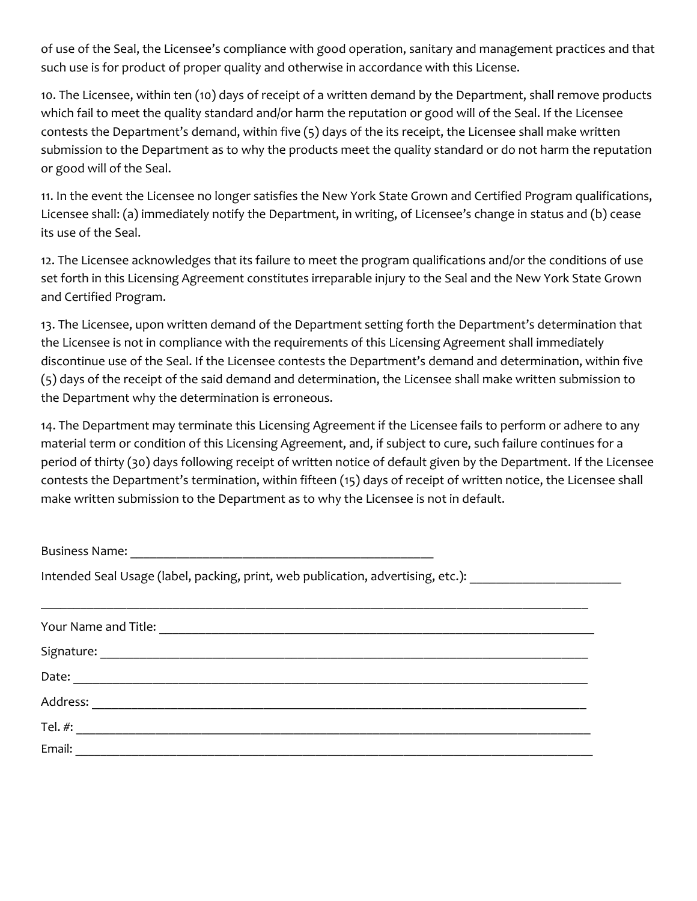of use of the Seal, the Licensee's compliance with good operation, sanitary and management practices and that such use is for product of proper quality and otherwise in accordance with this License.

10. The Licensee, within ten (10) days of receipt of a written demand by the Department, shall remove products which fail to meet the quality standard and/or harm the reputation or good will of the Seal. If the Licensee contests the Department's demand, within five (5) days of the its receipt, the Licensee shall make written submission to the Department as to why the products meet the quality standard or do not harm the reputation or good will of the Seal.

11. In the event the Licensee no longer satisfies the New York State Grown and Certified Program qualifications, Licensee shall: (a) immediately notify the Department, in writing, of Licensee's change in status and (b) cease its use of the Seal.

12. The Licensee acknowledges that its failure to meet the program qualifications and/or the conditions of use set forth in this Licensing Agreement constitutes irreparable injury to the Seal and the New York State Grown and Certified Program.

13. The Licensee, upon written demand of the Department setting forth the Department's determination that the Licensee is not in compliance with the requirements of this Licensing Agreement shall immediately discontinue use of the Seal. If the Licensee contests the Department's demand and determination, within five (5) days of the receipt of the said demand and determination, the Licensee shall make written submission to the Department why the determination is erroneous.

14. The Department may terminate this Licensing Agreement if the Licensee fails to perform or adhere to any material term or condition of this Licensing Agreement, and, if subject to cure, such failure continues for a period of thirty (30) days following receipt of written notice of default given by the Department. If the Licensee contests the Department's termination, within fifteen (15) days of receipt of written notice, the Licensee shall make written submission to the Department as to why the Licensee is not in default.

Business Name: _______________________________________________

Intended Seal Usage (label, packing, print, web publication, advertising, etc.): _______________________

_________________________________________________________________________________

Your Name and Title: ___________________________________________________________________

Signature: ________________________________________________________________________

Date: ____________________________________________________________________________

Address: _________________________________________________________________________

Tel. #: ___________________________________________________________________________

Email: ___________________________________________________________________________